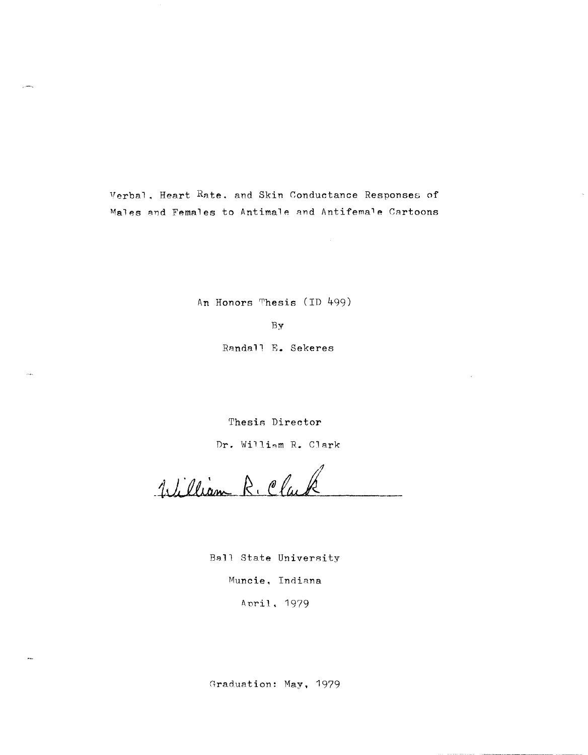# Verbal, Heart Rate, and Skin Conductance Responses of Males and Females to Antimale and Antifemale Cartoons

An Honors Thesis (ID 499)

By

Randall E. Sekeres

Thesis Director

Dr. William R. Clark

William R. Clark

Ball State University

Muncie, Indiana

April, 1979

Graduation: May, 1979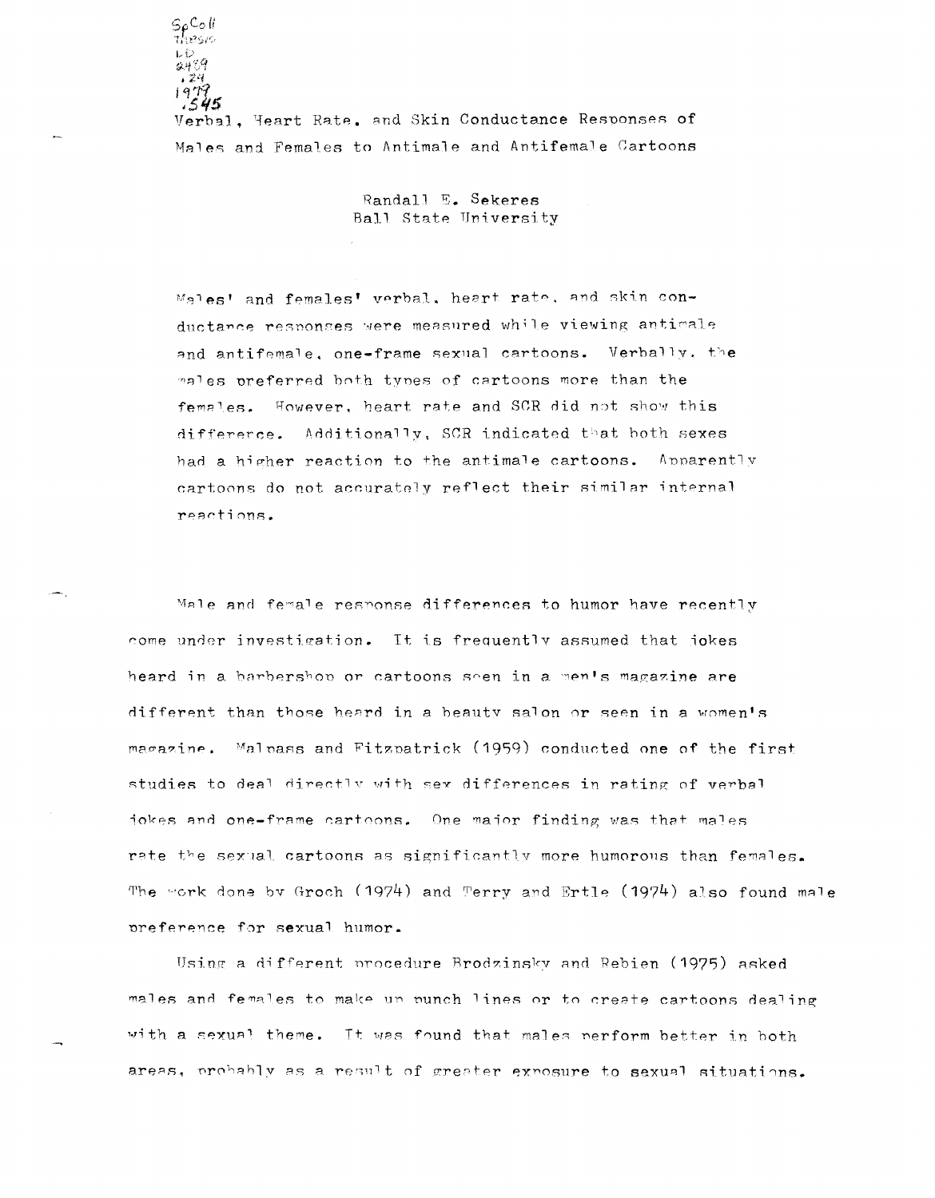SpColl
Thesis
LD
2489
.Z4
1979
.S45

# Verbal, Heart Rate, and Skin Conductance Responses of Males and Females to Antimale and Antifemale Cartoons

Randall E. Sekeres
Ball State University

Males' and females' verbal, heart rate, and skin conductance responses were measured while viewing antimale and antifemale, one-frame sexual cartoons. Verbally, the males preferred both types of cartoons more than the females. However, heart rate and SCR did not show this differerce. Additionally, SCR indicated that both sexes had a higher reaction to the antimale cartoons. Apparently cartoons do not accurately reflect their similar internal reactions.

Male and female response differences to humor have recently come under investigation. It is frequently assumed that jokes heard in a barbershop or cartoons seen in a men's magazine are different than those heard in a beauty salon or seen in a women's magazine. Malpass and Fitzpatrick (1959) conducted one of the first studies to deal directly with sex differences in rating of verbal jokes and one-frame cartoons. One major finding was that males rate the sexual cartoons as significantly more humorous than females. The work done by Groch (1974) and Terry and Ertle (1974) also found male preference for sexual humor.

Using a different procedure Brodzinsky and Rebien (1975) asked males and females to make up punch lines or to create cartoons dealing with a sexual theme. It was found that males perform better in both areas, probably as a result of greater exposure to sexual situations.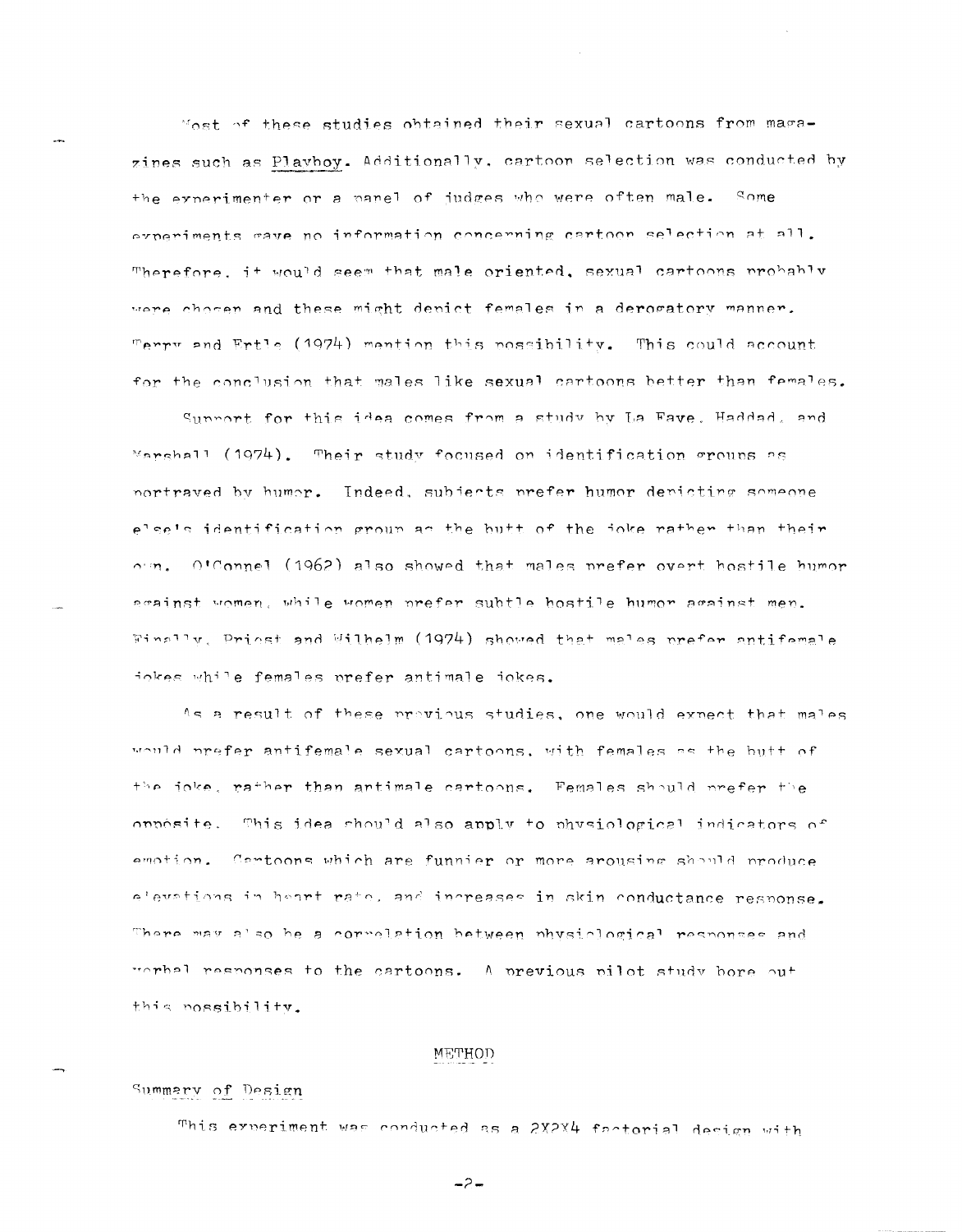Most of these studies obtained their sexual cartoons from magazines such as Playboy. Additionally, cartoon selection was conducted by the experimenter or a panel of judges who were often male. Some experiments gave no information concerning cartoon selection at all. Therefore, it would seem that male oriented, sexual cartoons probably were chosen and these might depict females in a derogatory manner. Terry and Ertle (1974) mention this possibility. This could account for the conclusion that males like sexual cartoons better than females.

Support for this idea comes from a study by La Fave, Haddad, and Marshall (1974). Their study focused on identification groups as portrayed by humor. Indeed, subjects prefer humor depicting someone else's identification group as the butt of the joke rather than their own. O'Connel (1962) also showed that males prefer overt hostile humor against women, while women prefer subtle hostile humor against men. Finally, Priest and Wilhelm (1974) showed that males prefer antifemale jokes while females prefer antimale jokes.

As a result of these previous studies, one would expect that males would prefer antifemale sexual cartoons, with females as the butt of the joke, rather than antimale cartoons. Females should prefer the opposite. This idea should also apply to physiological indicators of emotion. Cartoons which are funnier or more arousing should produce elevations in heart rate, and increases in skin conductance response. There may also be a correlation between physiological responses and verbal responses to the cartoons. A previous pilot study bore out this possibility.

## METHOD

### Summary of Design

This experiment was conducted as a 2X2X4 factorial design with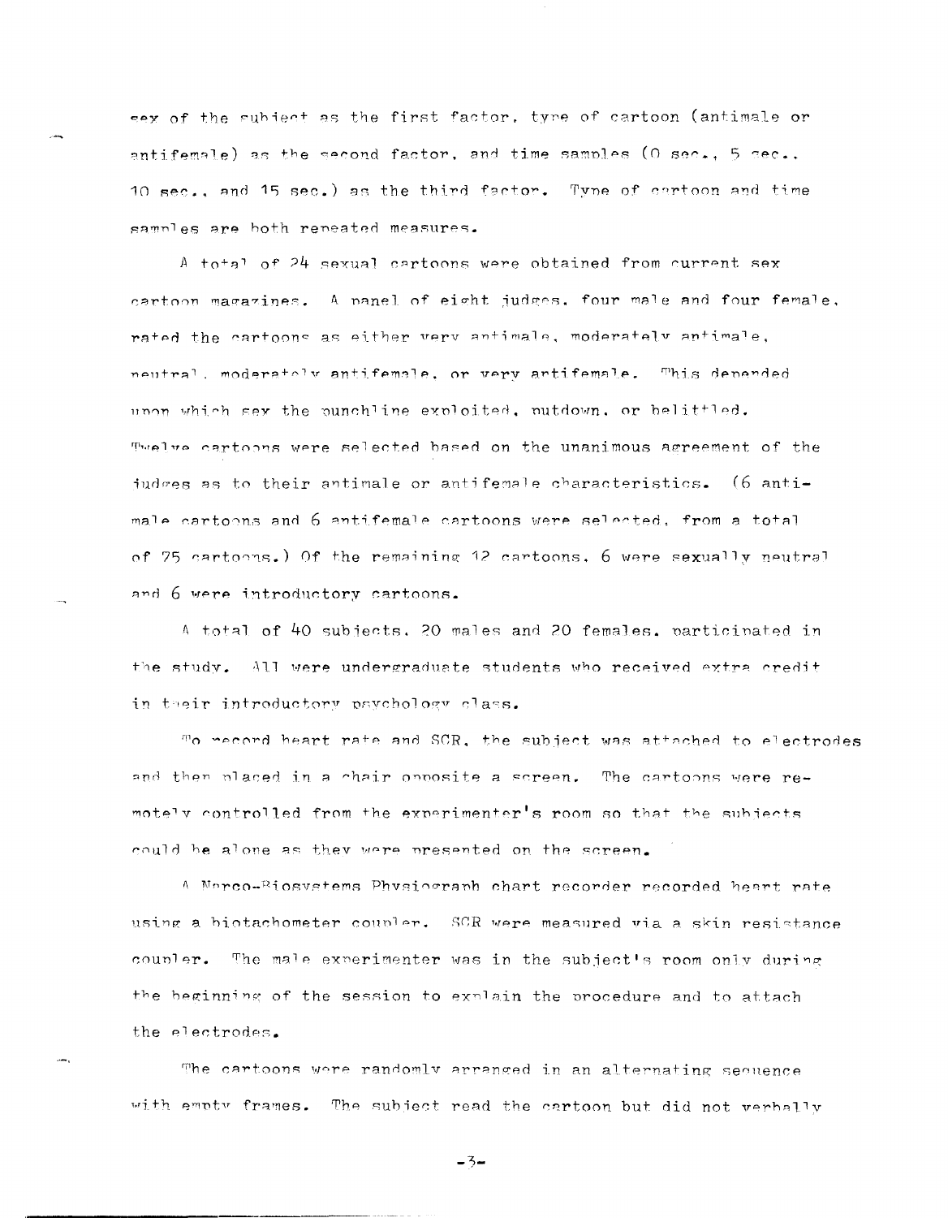sex of the subject as the first factor, type of cartoon (antimale or antifemale) as the second factor, and time samples (0 sec., 5 sec., 10 sec., and 15 sec.) as the third factor. Type of cartoon and time samples are both repeated measures.

A total of 24 sexual cartoons were obtained from current sex cartoon magazines. A panel of eight judges, four male and four female, rated the cartoons as either very antimale, moderately antimale, neutral, moderately antifemale, or very artifemale. This depended upon which sex the punchline exploited, putdown, or belittled. Twelve cartoons were selected based on the unanimous agreement of the judges as to their antimale or antifemale characteristics. (6 antimale cartoons and 6 antifemale cartoons were selected, from a total of 75 cartoons.) Of the remaining 12 cartoons, 6 were sexually neutral and 6 were introductory cartoons.

A total of 40 subjects, 20 males and 20 females, participated in the study. All were undergraduate students who received extra credit in their introductory psychology class.

To record heart rate and SCR, the subject was attached to electrodes and then placed in a chair opposite a screen. The cartoons were remotely controlled from the experimenter's room so that the subjects could be alone as they were presented on the screen.

A Narco-Biosystems Physiograph chart recorder recorded heart rate using a biotachometer coupler. SCR were measured via a skin resistance coupler. The male experimenter was in the subject's room only during the beginning of the session to explain the procedure and to attach the electrodes.

The cartoons were randomly arranged in an alternating sequence with empty frames. The subject read the cartoon but did not verbally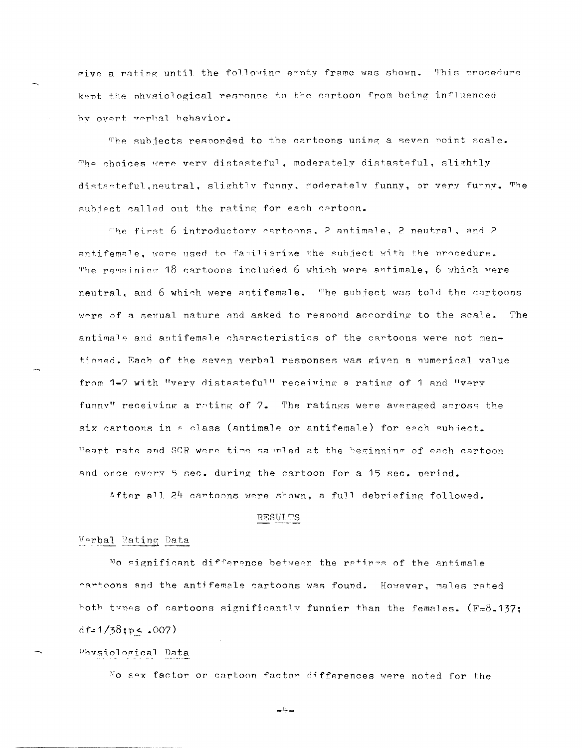give a rating until the following empty frame was shown. This procedure kept the physiological response to the cartoon from being influenced by overt verbal behavior.

The subjects responded to the cartoons using a seven point scale. The choices were very distasteful, moderately distasteful, slightly distasteful, neutral, slightly funny, moderately funny, or very funny. The subject called out the rating for each cartoon.

The first 6 introductory cartoons, 2 antimale, 2 neutral, and 2 antifemale, were used to familiarize the subject with the procedure. The remaining 18 cartoons included 6 which were antimale, 6 which were neutral, and 6 which were antifemale. The subject was told the cartoons were of a sexual nature and asked to respond according to the scale. The antimale and antifemale characteristics of the cartoons were not mentioned. Each of the seven verbal responses was given a numerical value from 1-7 with "very distasteful" receiving a rating of 1 and "very funny" receiving a rating of 7. The ratings were averaged across the six cartoons in a class (antimale or antifemale) for each subject. Heart rate and SCR were time sampled at the beginning of each cartoon and once every 5 sec. during the cartoon for a 15 sec. period.

After all 24 cartoons were shown, a full debriefing followed.

## RESULTS

### Verbal Rating Data

No significant difference between the ratings of the antimale cartoons and the antifemale cartoons was found. However, males rated both types of cartoons significantly funnier than the females. ($F=8.137$; $df=1/38$; $p \leq .007$)

### Physiological Data

No sex factor or cartoon factor differences were noted for the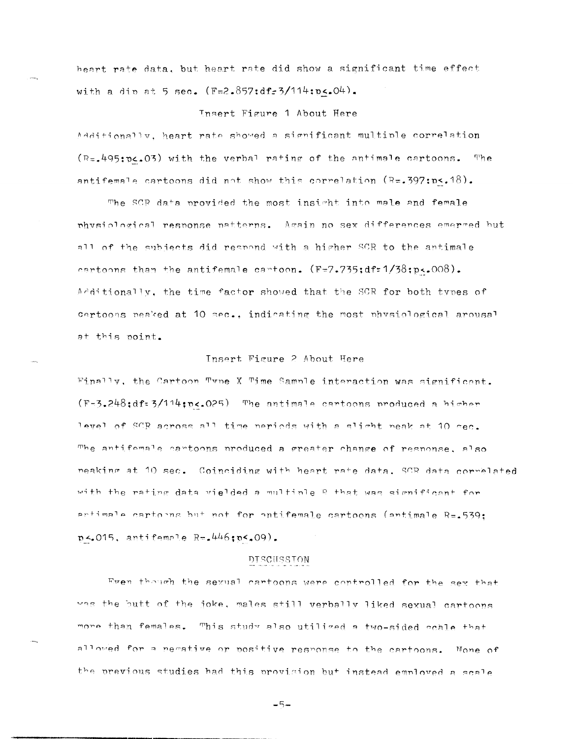heart rate data, but heart rate did show a significant time effect with a dip at 5 sec. ($F=2.857; df=3/114; p \leq .04$).

Insert Figure 1 About Here

Additionally, heart rate showed a significant multiple correlation ($R=.495; p \leq .03$) with the verbal rating of the antimale cartoons. The antifemale cartoons did not show this correlation ($R=.397; p \leq .18$).

The SCR data provided the most insight into male and female physiological response patterns. Again no sex differences emerged but all of the subjects did respond with a higher SCR to the antimale cartoons than the antifemale cartoon. ($F=7.735; df=1/38; p \leq .008$). Additionally, the time factor showed that the SCR for both types of cartoons peaked at 10 sec., indicating the most physiological arousal at this point.

Insert Figure 2 About Here

Finally, the Cartoon Type X Time Sample interaction was significant. ($F=3.248; df=3/114; p \leq .025$) The antimale cartoons produced a higher level of SCR across all time periods with a slight peak at 10 sec. The antifemale cartoons produced a greater change of response, also peaking at 10 sec. Coinciding with heart rate data, SCR data correlated with the rating data yielded a multiple R that was significant for antimale cartoons but not for antifemale cartoons (antimale $R=.539$; $p \leq .015$, antifemale $R=.446; p < .09$).

## DISCUSSION

Even though the sexual cartoons were controlled for the sex that was the butt of the joke, males still verbally liked sexual cartoons more than females. This study also utilized a two-sided scale that allowed for a negative or positive response to the cartoons. None of the previous studies had this provision but instead employed a scale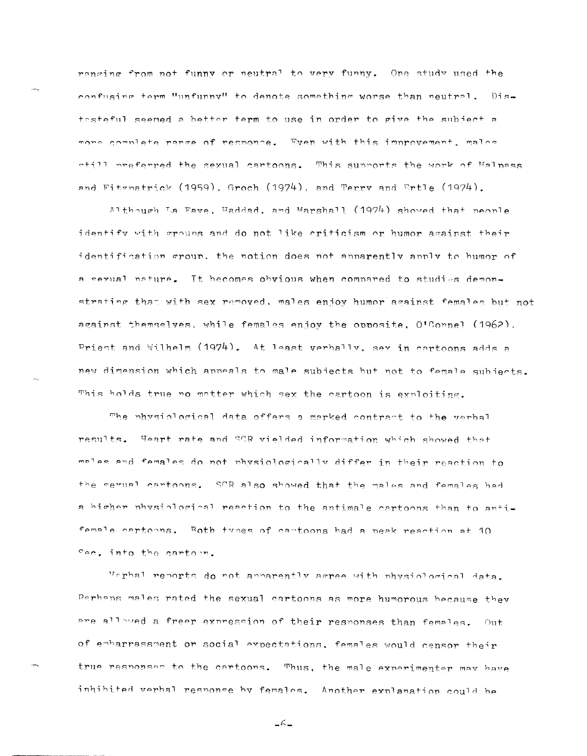ranging from not funny or neutral to very funny. One study used the confusing term "unfunny" to denote something worse than neutral. Distasteful seemed a better term to use in order to give the subject a more complete range of response. Even with this improvement, males still preferred the sexual cartoons. This supports the work of Malpass and Fitzpatrick (1959), Groch (1974), and Terry and Ertle (1974).

Although La Fave, Haddad, and Marshall (1974) showed that people identify with groups and do not like criticism or humor against their identification group, the notion does not apparently apply to humor of a sexual nature. It becomes obvious when compared to studies demonstrating that with sex removed, males enjoy humor against females but not against themselves, while females enjoy the opposite, O'Connel (1962), Priest and Wilhelm (1974). At least verbally, sex in cartoons adds a new dimension which appeals to male subjects but not to female subjects. This holds true no matter which sex the cartoon is exploiting.

The physiological data offers a marked contrast to the verbal results. Heart rate and SCR yielded information which showed that males and females do not physiologically differ in their reaction to the sexual cartoons. SCR also showed that the males and females had a higher physiological reaction to the antimale cartoons than to antifemale cartoons. Both types of cartoons had a peak reaction at 10 Sec. into the cartoon.

Verbal reports do not apparently agree with physiological data. Perhaps males rated the sexual cartoons as more humorous because they are allowed a freer expression of their responses than females. Out of embarrassment or social expectations, females would censor their true responses to the cartoons. Thus, the male experimenter may have inhibited verbal response by females. Another explanation could be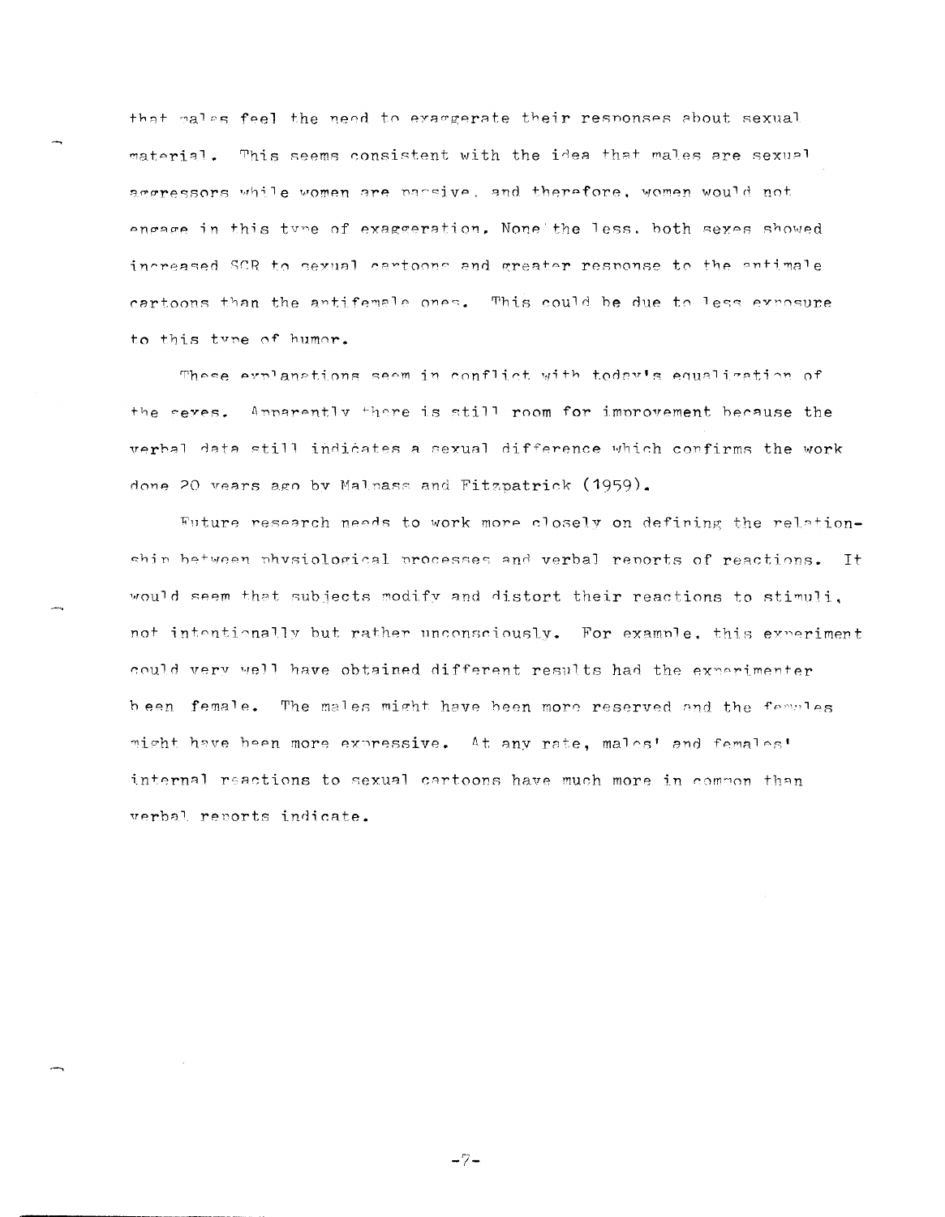that males feel the need to exaggerate their responses about sexual material. This seems consistent with the idea that males are sexual aggressors while women are passive, and therefore, women would not engage in this type of exaggeration. None the less, both sexes showed increased SCR to sexual cartoons and greater response to the antimale cartoons than the antifemale ones. This could be due to less exposure to this type of humor.

These explanations seem in conflict with today's equalization of the sexes. Apparently there is still room for improvement because the verbal data still indicates a sexual difference which confirms the work done 20 years ago by Malpass and Fitzpatrick (1959).

Future research needs to work more closely on defining the relationship between physiological processes and verbal reports of reactions. It would seem that subjects modify and distort their reactions to stimuli, not intentionally but rather unconsciously. For example, this experiment could very well have obtained different results had the experimenter been female. The males might have been more reserved and the females might have been more expressive. At any rate, males' and females' internal reactions to sexual cartoons have much more in common than verbal reports indicate.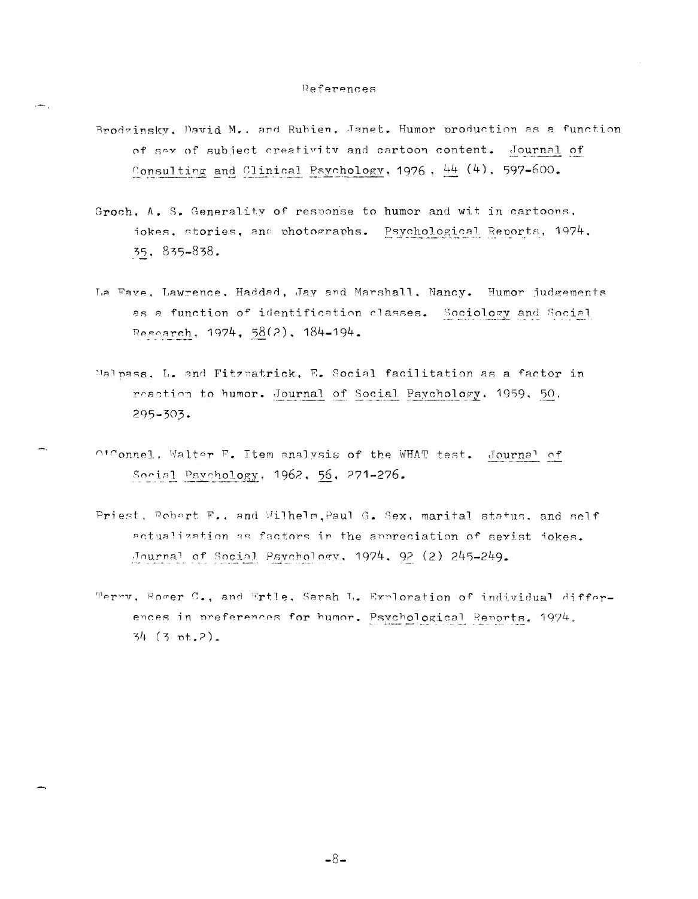# References

Brodzinsky, David M., and Rubien, Janet. Humor production as a function of sex of subject creativity and cartoon content. _Journal of Consulting and Clinical Psychology_, 1976, _44_ (4), 597-600.

Groch, A. S. Generality of response to humor and wit in cartoons, jokes, stories, and photographs. _Psychological Reports_, 1974, _35_, 835-838.

La Fave, Lawrence, Haddad, Jay and Marshall, Nancy. Humor judgements as a function of identification classes. _Sociology and Social Research_, 1974, _58_(2), 184-194.

Malpass, L. and Fitzpatrick, E. Social facilitation as a factor in reaction to humor. _Journal of Social Psychology_, 1959, _50_, 295-303.

O'Connel, Walter E. Item analysis of the WHAT test. _Journal of Social Psychology_, 1962, _56_, 271-276.

Priest, Robert F., and Wilhelm, Paul G. Sex, marital status, and self actualization as factors in the appreciation of sexist jokes. _Journal of Social Psychology_, 1974, _92_ (2) 245-249.

Terry, Roger C., and Ertle, Sarah L. Exploration of individual differences in preferences for humor. _Psychological Reports_, 1974, 34 (3 pt.2).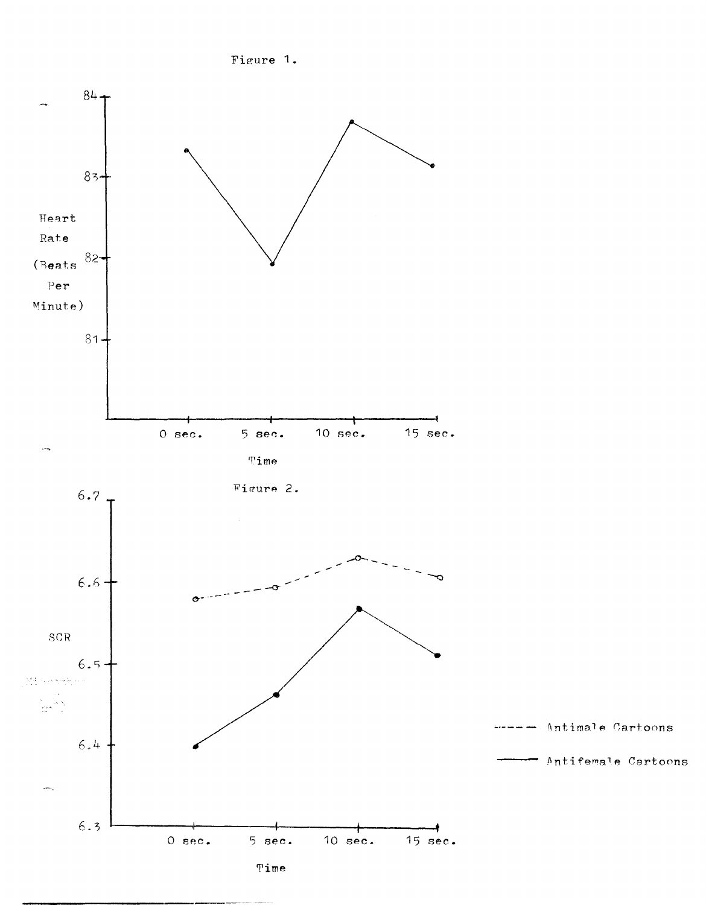Figure 1.

84

83

82

81

Heart Rate (Beats Per Minute)

0 sec.

5 sec.

10 sec.

15 sec.

Time

Figure 2.

6.7

6.6

6.5

6.4

6.3

SCR

0 sec.

5 sec.

10 sec.

15 sec.

Time

Antimale Cartoons

Antifemale Cartoons